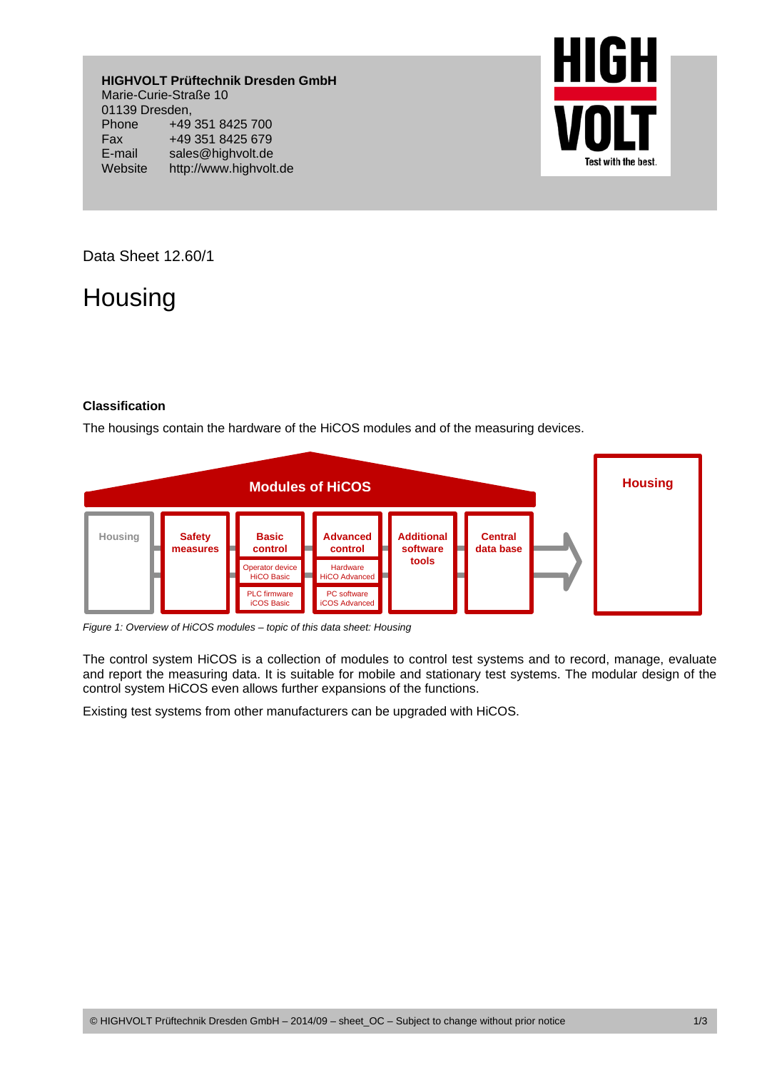**HIGHVOLT Prüftechnik Dresden GmbH**
Marie-Curie-Straße 10
01139 Dresden,
Phone +49 351 8425 700
Fax +49 351 8425 679
E-mail sales@highvolt.de
Website http://www.highvolt.de

Data Sheet 12.60/1

# Housing

### Classification

The housings contain the hardware of the HiCOS modules and of the measuring devices.

*Figure 1: Overview of HiCOS modules – topic of this data sheet: Housing*

The control system HiCOS is a collection of modules to control test systems and to record, manage, evaluate and report the measuring data. It is suitable for mobile and stationary test systems. The modular design of the control system HiCOS even allows further expansions of the functions.

Existing test systems from other manufacturers can be upgraded with HiCOS.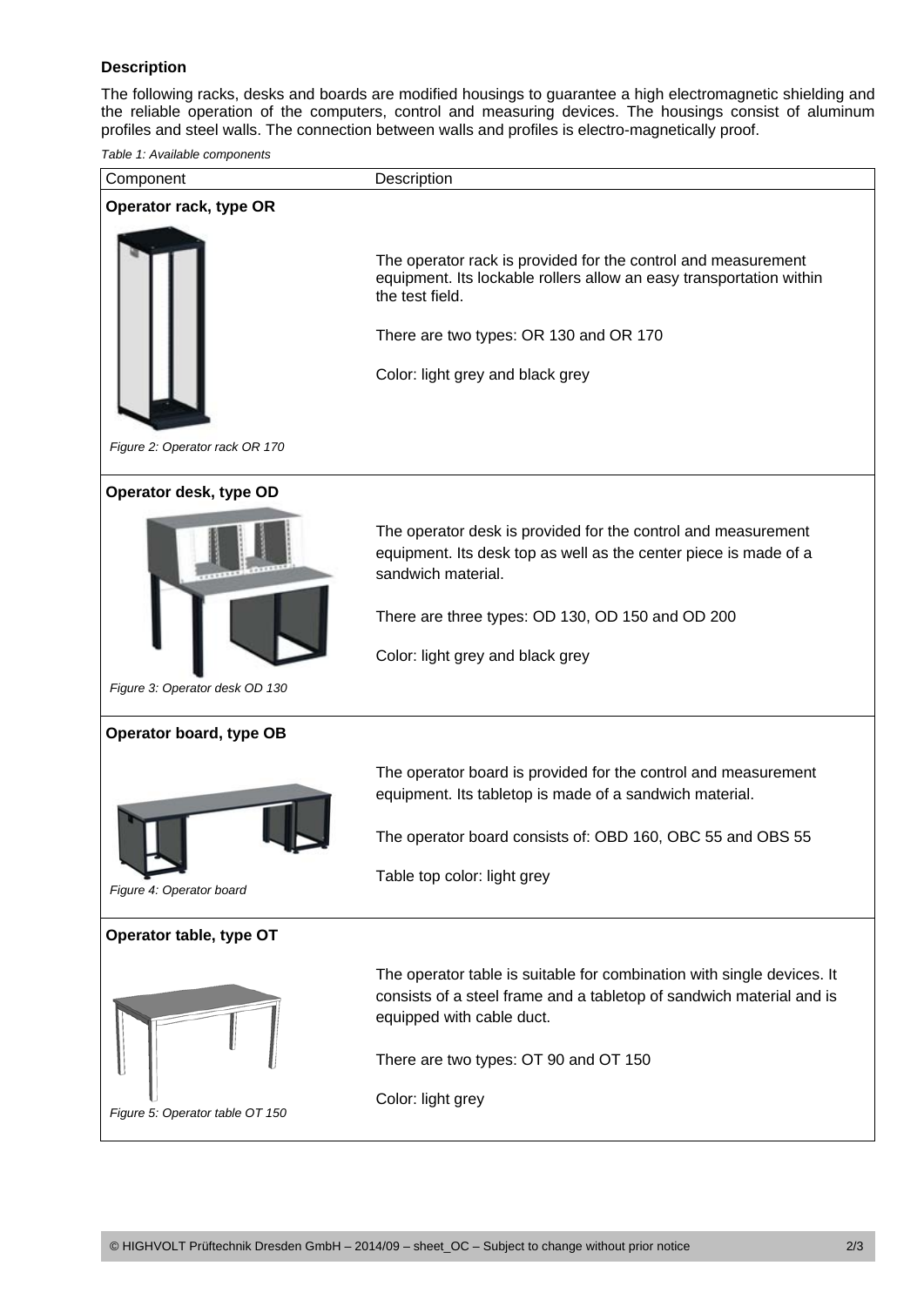**Description**

The following racks, desks and boards are modified housings to guarantee a high electromagnetic shielding and the reliable operation of the computers, control and measuring devices. The housings consist of aluminum profiles and steel walls. The connection between walls and profiles is electro-magnetically proof.

*Table 1: Available components*

| Component | Description |
| --- | --- |
| **Operator rack, type OR** | |
| *Figure 2: Operator rack OR 170* | The operator rack is provided for the control and measurement equipment. Its lockable rollers allow an easy transportation within the test field.<br><br>There are two types: OR 130 and OR 170<br><br>Color: light grey and black grey |
| **Operator desk, type OD** | |
| *Figure 3: Operator desk OD 130* | The operator desk is provided for the control and measurement equipment. Its desk top as well as the center piece is made of a sandwich material.<br><br>There are three types: OD 130, OD 150 and OD 200<br><br>Color: light grey and black grey |
| **Operator board, type OB** | |
| *Figure 4: Operator board* | The operator board is provided for the control and measurement equipment. Its tabletop is made of a sandwich material.<br><br>The operator board consists of: OBD 160, OBC 55 and OBS 55<br><br>Table top color: light grey |
| **Operator table, type OT** | |
| *Figure 5: Operator table OT 150* | The operator table is suitable for combination with single devices. It consists of a steel frame and a tabletop of sandwich material and is equipped with cable duct.<br><br>There are two types: OT 90 and OT 150<br><br>Color: light grey |

© HIGHVOLT Prüftechnik Dresden GmbH – 2014/09 – sheet_OC – Subject to change without prior notice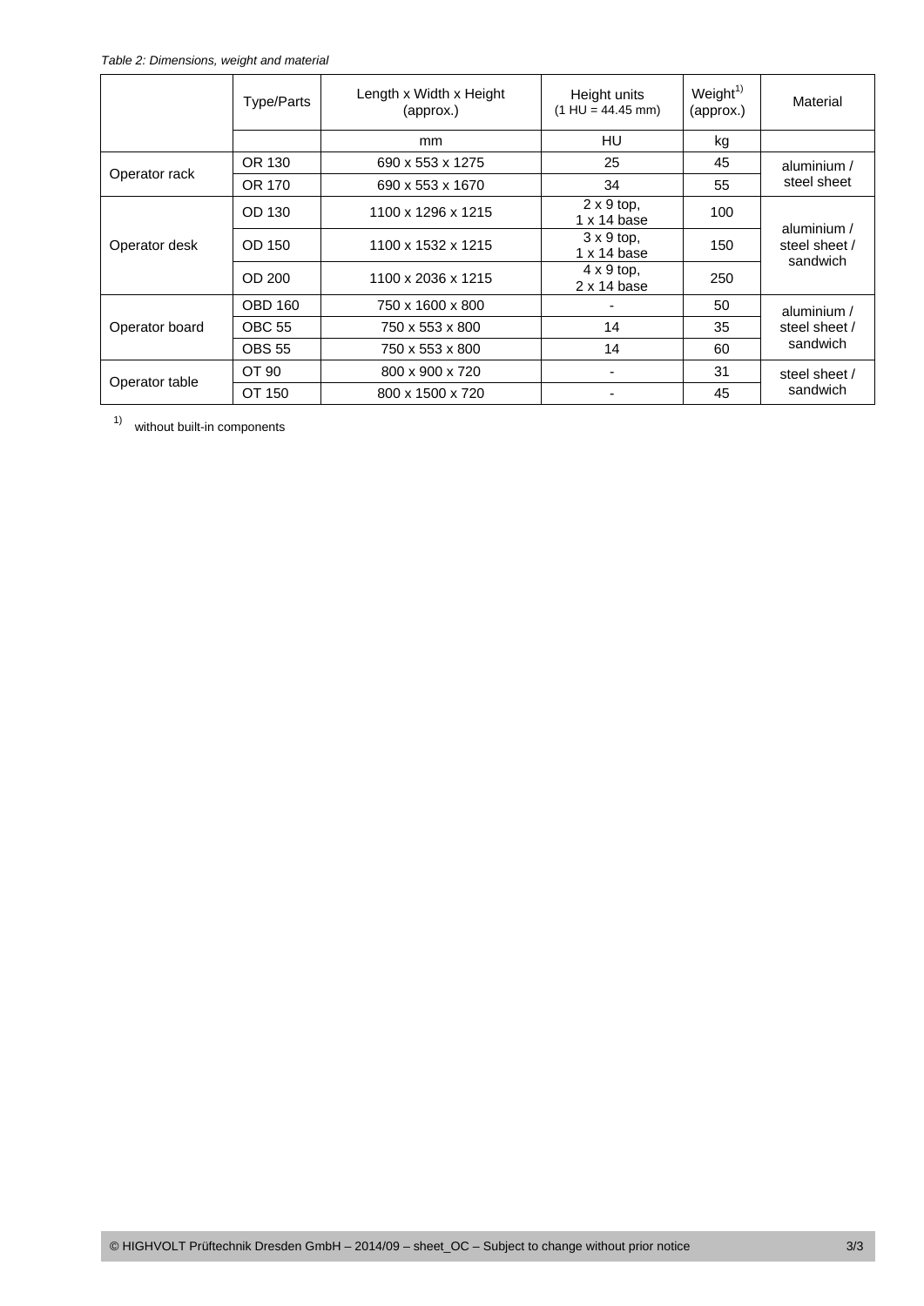*Table 2: Dimensions, weight and material*

| | Type/Parts | Length x Width x Height (approx.) | Height units (1 HU = 44.45 mm) | Weight[1] (approx.) | Material |
|---|---|---|---|---|---|
| | | mm | HU | kg | |
| Operator rack | OR 130 | 690 x 553 x 1275 | 25 | 45 | aluminium / steel sheet |
| | OR 170 | 690 x 553 x 1670 | 34 | 55 | |
| Operator desk | OD 130 | 1100 x 1296 x 1215 | 2 x 9 top, 1 x 14 base | 100 | aluminium / steel sheet / sandwich |
| | OD 150 | 1100 x 1532 x 1215 | 3 x 9 top, 1 x 14 base | 150 | |
| | OD 200 | 1100 x 2036 x 1215 | 4 x 9 top, 2 x 14 base | 250 | |
| Operator board | OBD 160 | 750 x 1600 x 800 | - | 50 | aluminium / steel sheet / sandwich |
| | OBC 55 | 750 x 553 x 800 | 14 | 35 | |
| | OBS 55 | 750 x 553 x 800 | 14 | 60 | |
| Operator table | OT 90 | 800 x 900 x 720 | - | 31 | steel sheet / sandwich |
| | OT 150 | 800 x 1500 x 720 | - | 45 | |

[1] without built-in components

© HIGHVOLT Prüftechnik Dresden GmbH – 2014/09 – sheet_OC – Subject to change without prior notice